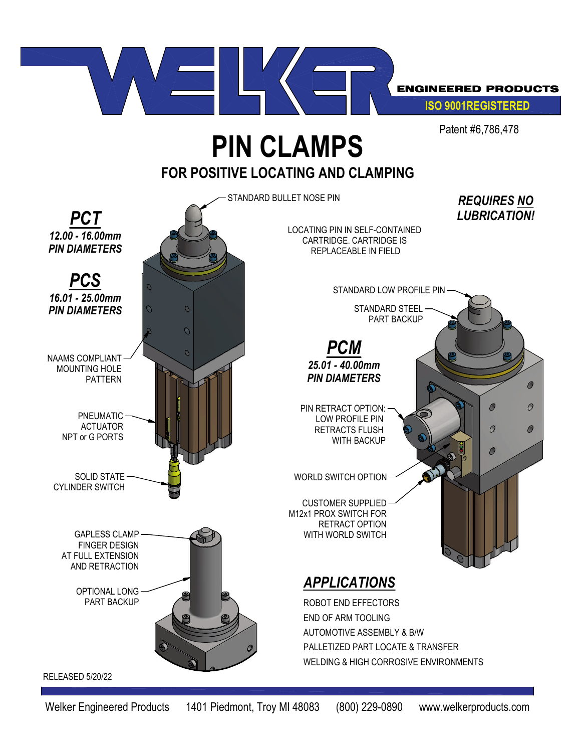WELKER

ENGINEERED PRODUCTS

ISO 9001REGISTERED

Patent #6,786,478

# PIN CLAMPS

## FOR POSITIVE LOCATING AND CLAMPING

***REQUIRES NO LUBRICATION!***

### *PCT*

***12.00 - 16.00mm PIN DIAMETERS***

### *PCS*

***16.01 - 25.00mm PIN DIAMETERS***

### *PCM*

***25.01 - 40.00mm PIN DIAMETERS***

STANDARD BULLET NOSE PIN

LOCATING PIN IN SELF-CONTAINED CARTRIDGE. CARTRIDGE IS REPLACEABLE IN FIELD

STANDARD LOW PROFILE PIN

STANDARD STEEL PART BACKUP

NAAMS COMPLIANT MOUNTING HOLE PATTERN

PNEUMATIC ACTUATOR NPT or G PORTS

PIN RETRACT OPTION: LOW PROFILE PIN RETRACTS FLUSH WITH BACKUP

SOLID STATE CYLINDER SWITCH

WORLD SWITCH OPTION

CUSTOMER SUPPLIED M12x1 PROX SWITCH FOR RETRACT OPTION WITH WORLD SWITCH

GAPLESS CLAMP FINGER DESIGN AT FULL EXTENSION AND RETRACTION

OPTIONAL LONG PART BACKUP

## *APPLICATIONS*

ROBOT END EFFECTORS

END OF ARM TOOLING

AUTOMOTIVE ASSEMBLY & B/W

PALLETIZED PART LOCATE & TRANSFER

WELDING & HIGH CORROSIVE ENVIRONMENTS

RELEASED 5/20/22

Welker Engineered Products 1401 Piedmont, Troy MI 48083 (800) 229-0890 www.welkerproducts.com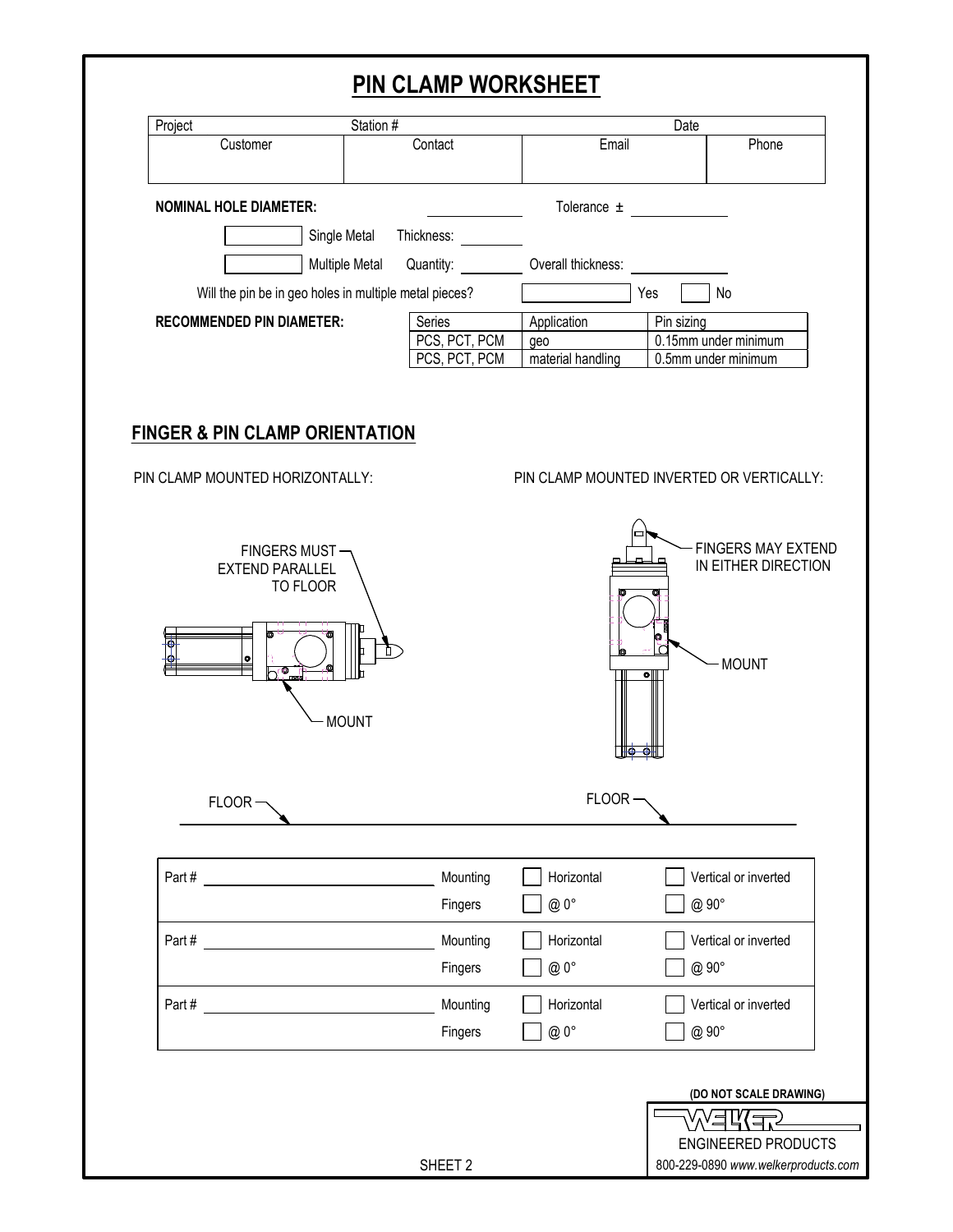# PIN CLAMP WORKSHEET

| Project | Station # | | Date |
|---|---|---|---|
| Customer | Contact | Email | Phone |
| | | | |

**NOMINAL HOLE DIAMETER:** ____________ Tolerance ± ____________

[ ] Single Metal Thickness: ________

[ ] Multiple Metal Quantity: ________ Overall thickness: ____________

Will the pin be in geo holes in multiple metal pieces? [ ] Yes [ ] No

**RECOMMENDED PIN DIAMETER:**

| Series | Application | Pin sizing |
|---|---|---|
| PCS, PCT, PCM | geo | 0.15mm under minimum |
| PCS, PCT, PCM | material handling | 0.5mm under minimum |

## FINGER & PIN CLAMP ORIENTATION

PIN CLAMP MOUNTED HORIZONTALLY:

FINGERS MUST EXTEND PARALLEL TO FLOOR

MOUNT

FLOOR

PIN CLAMP MOUNTED INVERTED OR VERTICALLY:

FINGERS MAY EXTEND IN EITHER DIRECTION

MOUNT

FLOOR

| Part # | | | |
|---|---|---|---|
| Part # ____________ | Mounting | [ ] Horizontal | [ ] Vertical or inverted |
| | Fingers | [ ] @ 0° | [ ] @ 90° |
| Part # ____________ | Mounting | [ ] Horizontal | [ ] Vertical or inverted |
| | Fingers | [ ] @ 0° | [ ] @ 90° |
| Part # ____________ | Mounting | [ ] Horizontal | [ ] Vertical or inverted |
| | Fingers | [ ] @ 0° | [ ] @ 90° |

**(DO NOT SCALE DRAWING)**

WELKER
ENGINEERED PRODUCTS
800-229-0890 *www.welkerproducts.com*

SHEET 2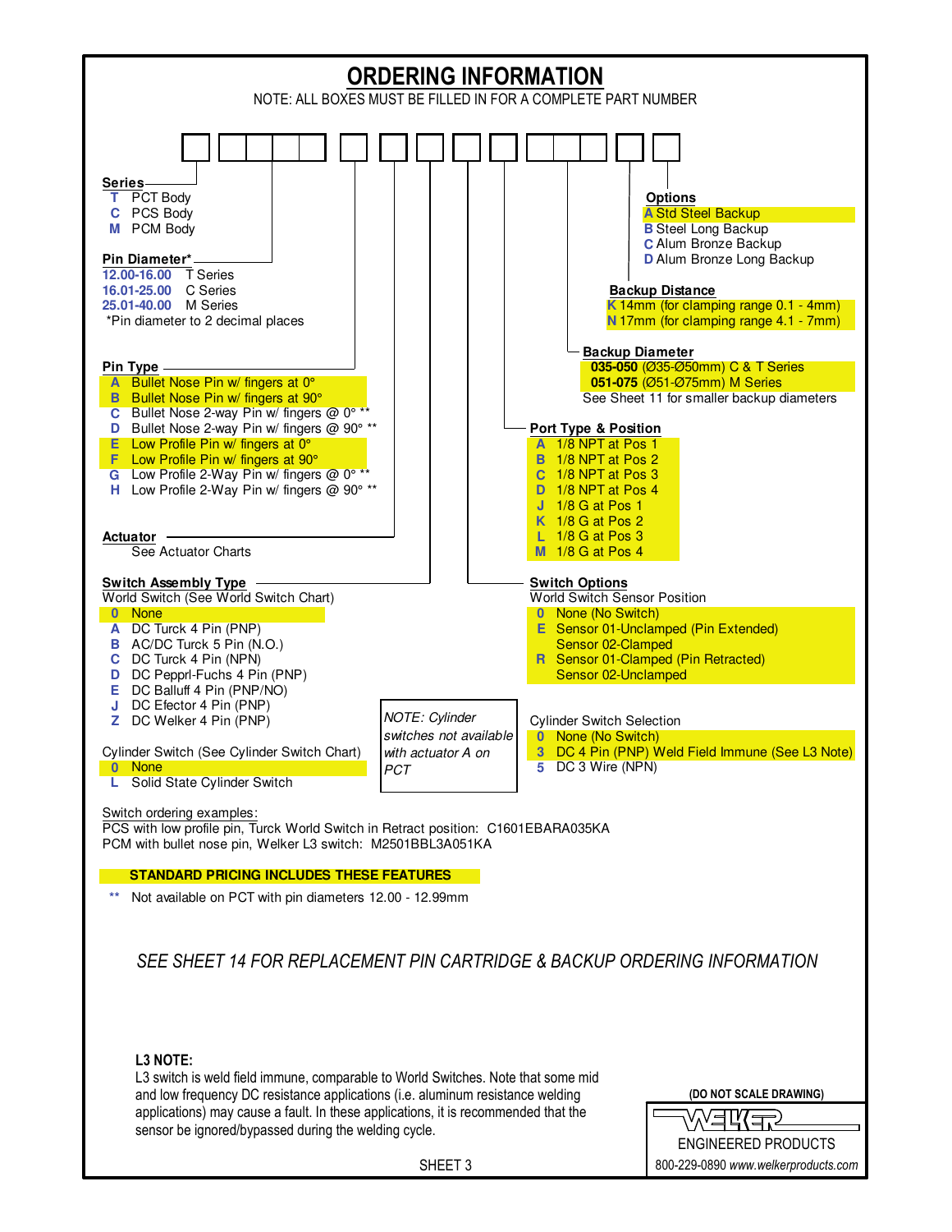# ORDERING INFORMATION

NOTE: ALL BOXES MUST BE FILLED IN FOR A COMPLETE PART NUMBER

**Series**

- **T** PCT Body
- **C** PCS Body
- **M** PCM Body

**Pin Diameter***

- **12.00-16.00** T Series
- **16.01-25.00** C Series
- **25.01-40.00** M Series

*Pin diameter to 2 decimal places

**Pin Type**

- **A** Bullet Nose Pin w/ fingers at 0°
- **B** Bullet Nose Pin w/ fingers at 90°
- **C** Bullet Nose 2-way Pin w/ fingers @ 0° **
- **D** Bullet Nose 2-way Pin w/ fingers @ 90° **
- **E** Low Profile Pin w/ fingers at 0°
- **F** Low Profile Pin w/ fingers at 90°
- **G** Low Profile 2-Way Pin w/ fingers @ 0° **
- **H** Low Profile 2-Way Pin w/ fingers @ 90° **

**Actuator**

See Actuator Charts

**Switch Assembly Type**

World Switch (See World Switch Chart)

- **0** None
- **A** DC Turck 4 Pin (PNP)
- **B** AC/DC Turck 5 Pin (N.O.)
- **C** DC Turck 4 Pin (NPN)
- **D** DC Pepprl-Fuchs 4 Pin (PNP)
- **E** DC Balluff 4 Pin (PNP/NO)
- **J** DC Efector 4 Pin (PNP)
- **Z** DC Welker 4 Pin (PNP)

Cylinder Switch (See Cylinder Switch Chart)

- **0** None
- **L** Solid State Cylinder Switch

*NOTE: Cylinder switches not available with actuator A on PCT*

**Options**

- **A** Std Steel Backup
- **B** Steel Long Backup
- **C** Alum Bronze Backup
- **D** Alum Bronze Long Backup

**Backup Distance**

- **K** 14mm (for clamping range 0.1 - 4mm)
- **N** 17mm (for clamping range 4.1 - 7mm)

**Backup Diameter**

- **035-050** (Ø35-Ø50mm) C & T Series
- **051-075** (Ø51-Ø75mm) M Series

See Sheet 11 for smaller backup diameters

**Port Type & Position**

- **A** 1/8 NPT at Pos 1
- **B** 1/8 NPT at Pos 2
- **C** 1/8 NPT at Pos 3
- **D** 1/8 NPT at Pos 4
- **J** 1/8 G at Pos 1
- **K** 1/8 G at Pos 2
- **L** 1/8 G at Pos 3
- **M** 1/8 G at Pos 4

**Switch Options**

World Switch Sensor Position

- **0** None (No Switch)
- **E** Sensor 01-Unclamped (Pin Extended)
  Sensor 02-Clamped
- **R** Sensor 01-Clamped (Pin Retracted)
  Sensor 02-Unclamped

Cylinder Switch Selection

- **0** None (No Switch)
- **3** DC 4 Pin (PNP) Weld Field Immune (See L3 Note)
- **5** DC 3 Wire (NPN)

Switch ordering examples:

PCS with low profile pin, Turck World Switch in Retract position: C1601EBARA035KA
PCM with bullet nose pin, Welker L3 switch: M2501BBL3A051KA

**STANDARD PRICING INCLUDES THESE FEATURES**

** Not available on PCT with pin diameters 12.00 - 12.99mm

*SEE SHEET 14 FOR REPLACEMENT PIN CARTRIDGE & BACKUP ORDERING INFORMATION*

**L3 NOTE:**

L3 switch is weld field immune, comparable to World Switches. Note that some mid and low frequency DC resistance applications (i.e. aluminum resistance welding applications) may cause a fault. In these applications, it is recommended that the sensor be ignored/bypassed during the welding cycle.

(DO NOT SCALE DRAWING)

WELKER ENGINEERED PRODUCTS
800-229-0890 www.welkerproducts.com

SHEET 3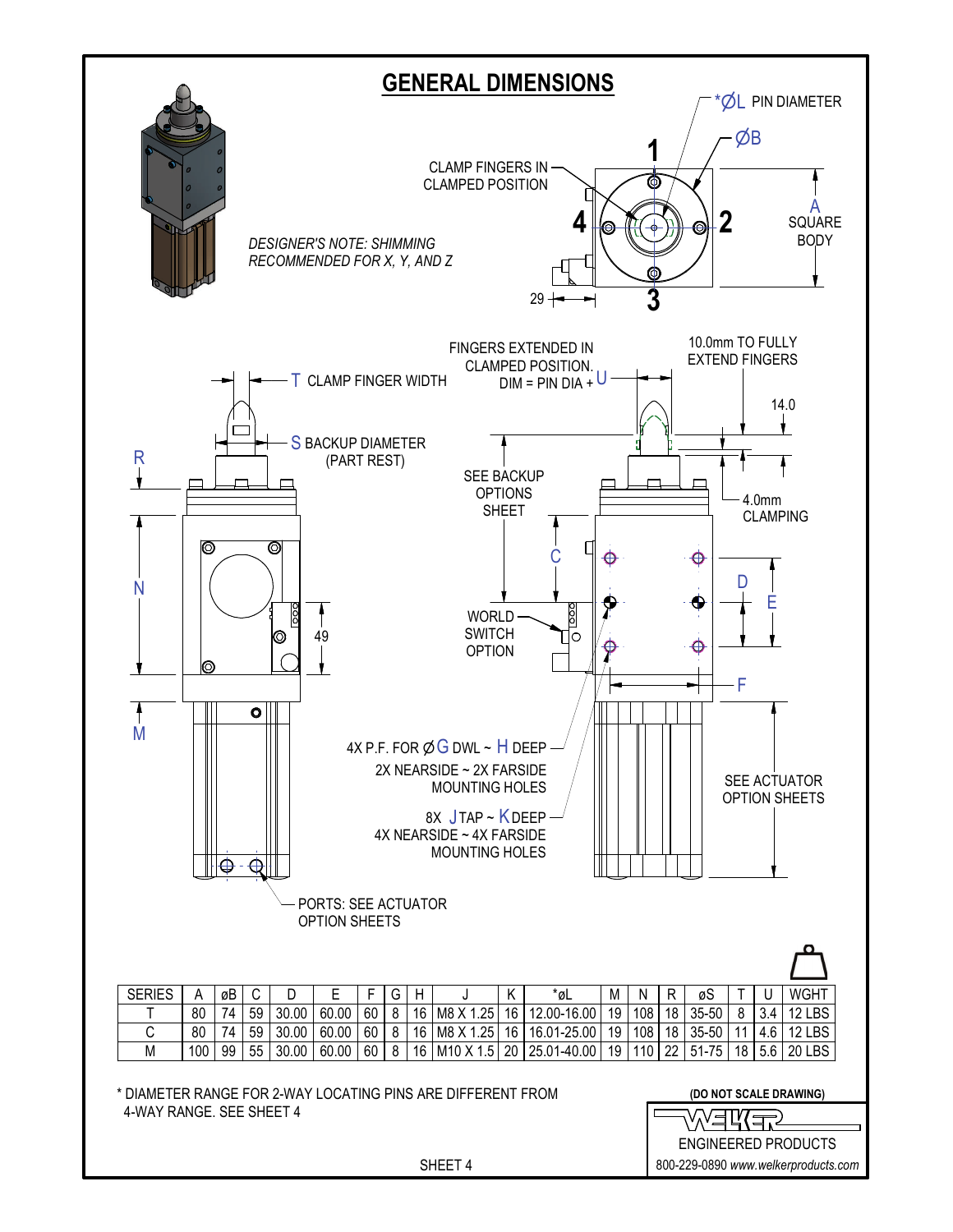# GENERAL DIMENSIONS

*ØL PIN DIAMETER

ØB

CLAMP FINGERS IN CLAMPED POSITION

1 2 3 4

A SQUARE BODY

29

*DESIGNER'S NOTE: SHIMMING RECOMMENDED FOR X, Y, AND Z*

T CLAMP FINGER WIDTH

S BACKUP DIAMETER (PART REST)

FINGERS EXTENDED IN CLAMPED POSITION. DIM = PIN DIA + U

10.0mm TO FULLY EXTEND FINGERS

14.0

4.0mm CLAMPING

SEE BACKUP OPTIONS SHEET

R

N

M

C

D

E

F

49

WORLD SWITCH OPTION

4X P.F. FOR ØG DWL ~ H DEEP
2X NEARSIDE ~ 2X FARSIDE MOUNTING HOLES

8X J TAP ~ K DEEP
4X NEARSIDE ~ 4X FARSIDE MOUNTING HOLES

SEE ACTUATOR OPTION SHEETS

PORTS: SEE ACTUATOR OPTION SHEETS

| SERIES | A | øB | C | D | E | F | G | H | J | K | *øL | M | N | R | øS | T | U | WGHT |
|---|---|---|---|---|---|---|---|---|---|---|---|---|---|---|---|---|---|---|
| T | 80 | 74 | 59 | 30.00 | 60.00 | 60 | 8 | 16 | M8 X 1.25 | 16 | 12.00-16.00 | 19 | 108 | 18 | 35-50 | 8 | 3.4 | 12 LBS |
| C | 80 | 74 | 59 | 30.00 | 60.00 | 60 | 8 | 16 | M8 X 1.25 | 16 | 16.01-25.00 | 19 | 108 | 18 | 35-50 | 11 | 4.6 | 12 LBS |
| M | 100 | 99 | 55 | 30.00 | 60.00 | 60 | 8 | 16 | M10 X 1.5 | 20 | 25.01-40.00 | 19 | 110 | 22 | 51-75 | 18 | 5.6 | 20 LBS |

* DIAMETER RANGE FOR 2-WAY LOCATING PINS ARE DIFFERENT FROM 4-WAY RANGE. SEE SHEET 4

(DO NOT SCALE DRAWING)

WELKER ENGINEERED PRODUCTS
800-229-0890 *www.welkerproducts.com*

SHEET 4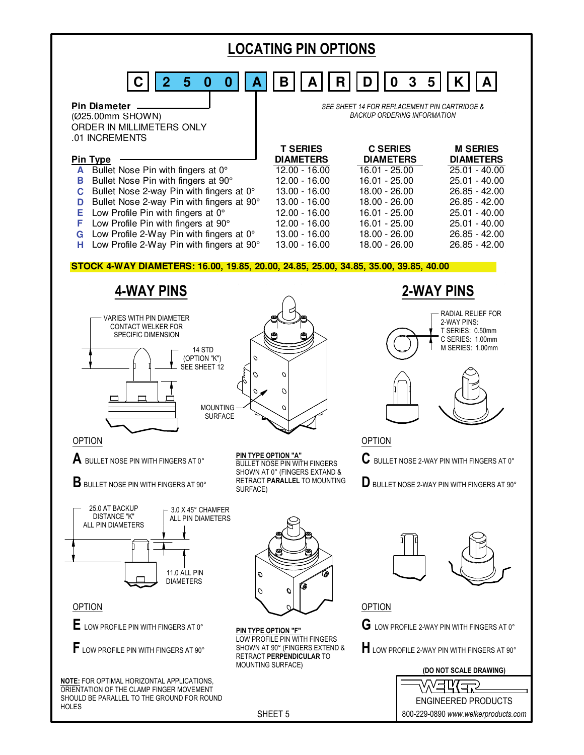# LOCATING PIN OPTIONS

C | 2 5 0 0 | A | B | A | R | D | 0 3 5 | K | A

**Pin Diameter**
(Ø25.00mm SHOWN)
ORDER IN MILLIMETERS ONLY
.01 INCREMENTS

*SEE SHEET 14 FOR REPLACEMENT PIN CARTRIDGE & BACKUP ORDERING INFORMATION*

| Pin Type | | T SERIES DIAMETERS | C SERIES DIAMETERS | M SERIES DIAMETERS |
|---|---|---|---|---|
| A | Bullet Nose Pin with fingers at 0° | 12.00 - 16.00 | 16.01 - 25.00 | 25.01 - 40.00 |
| B | Bullet Nose Pin with fingers at 90° | 12.00 - 16.00 | 16.01 - 25.00 | 25.01 - 40.00 |
| C | Bullet Nose 2-way Pin with fingers at 0° | 13.00 - 16.00 | 18.00 - 26.00 | 26.85 - 42.00 |
| D | Bullet Nose 2-way Pin with fingers at 90° | 13.00 - 16.00 | 18.00 - 26.00 | 26.85 - 42.00 |
| E | Low Profile Pin with fingers at 0° | 12.00 - 16.00 | 16.01 - 25.00 | 25.01 - 40.00 |
| F | Low Profile Pin with fingers at 90° | 12.00 - 16.00 | 16.01 - 25.00 | 25.01 - 40.00 |
| G | Low Profile 2-Way Pin with fingers at 0° | 13.00 - 16.00 | 18.00 - 26.00 | 26.85 - 42.00 |
| H | Low Profile 2-Way Pin with fingers at 90° | 13.00 - 16.00 | 18.00 - 26.00 | 26.85 - 42.00 |

**STOCK 4-WAY DIAMETERS: 16.00, 19.85, 20.00, 24.85, 25.00, 34.85, 35.00, 39.85, 40.00**

## 4-WAY PINS

VARIES WITH PIN DIAMETER CONTACT WELKER FOR SPECIFIC DIMENSION

14 STD (OPTION "K") SEE SHEET 12

MOUNTING SURFACE

OPTION

**A** BULLET NOSE PIN WITH FINGERS AT 0°

**B** BULLET NOSE PIN WITH FINGERS AT 90°

**PIN TYPE OPTION "A"**
BULLET NOSE PIN WITH FINGERS SHOWN AT 0° (FINGERS EXTEND & RETRACT **PARALLEL** TO MOUNTING SURFACE)

25.0 AT BACKUP DISTANCE "K" ALL PIN DIAMETERS

3.0 X 45° CHAMFER ALL PIN DIAMETERS

11.0 ALL PIN DIAMETERS

OPTION

**E** LOW PROFILE PIN WITH FINGERS AT 0°

**F** LOW PROFILE PIN WITH FINGERS AT 90°

**PIN TYPE OPTION "F"**
LOW PROFILE PIN WITH FINGERS SHOWN AT 90° (FINGERS EXTEND & RETRACT **PERPENDICULAR** TO MOUNTING SURFACE)

## 2-WAY PINS

RADIAL RELIEF FOR 2-WAY PINS:
T SERIES: 0.50mm
C SERIES: 1.00mm
M SERIES: 1.00mm

OPTION

**C** BULLET NOSE 2-WAY PIN WITH FINGERS AT 0°

**D** BULLET NOSE 2-WAY PIN WITH FINGERS AT 90°

OPTION

**G** LOW PROFILE 2-WAY PIN WITH FINGERS AT 0°

**H** LOW PROFILE 2-WAY PIN WITH FINGERS AT 90°

**NOTE:** FOR OPTIMAL HORIZONTAL APPLICATIONS, ORIENTATION OF THE CLAMP FINGER MOVEMENT SHOULD BE PARALLEL TO THE GROUND FOR ROUND HOLES

**(DO NOT SCALE DRAWING)**

WELKER ENGINEERED PRODUCTS
800-229-0890 *www.welkerproducts.com*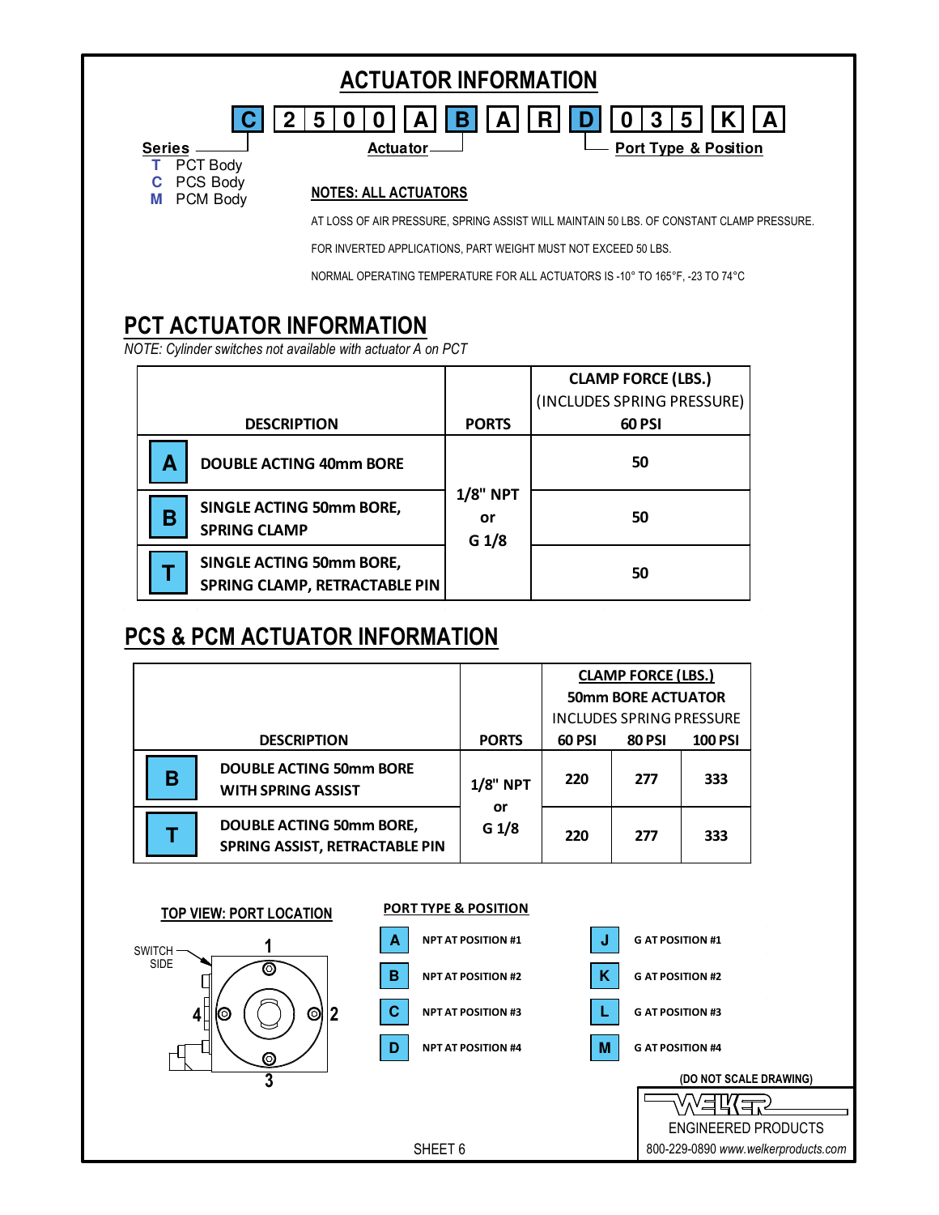# ACTUATOR INFORMATION

C 2 5 0 0 A B A R D 0 3 5 K A

**Series**
- **T** PCT Body
- **C** PCS Body
- **M** PCM Body

**Actuator**

**Port Type & Position**

**NOTES: ALL ACTUATORS**

AT LOSS OF AIR PRESSURE, SPRING ASSIST WILL MAINTAIN 50 LBS. OF CONSTANT CLAMP PRESSURE.

FOR INVERTED APPLICATIONS, PART WEIGHT MUST NOT EXCEED 50 LBS.

NORMAL OPERATING TEMPERATURE FOR ALL ACTUATORS IS -10° TO 165°F, -23 TO 74°C

## PCT ACTUATOR INFORMATION

*NOTE: Cylinder switches not available with actuator A on PCT*

| | DESCRIPTION | PORTS | CLAMP FORCE (LBS.) (INCLUDES SPRING PRESSURE) 60 PSI |
|---|---|---|---|
| A | DOUBLE ACTING 40mm BORE | 1/8" NPT or G 1/8 | 50 |
| B | SINGLE ACTING 50mm BORE, SPRING CLAMP | | 50 |
| T | SINGLE ACTING 50mm BORE, SPRING CLAMP, RETRACTABLE PIN | | 50 |

## PCS & PCM ACTUATOR INFORMATION

| | DESCRIPTION | PORTS | CLAMP FORCE (LBS.) 50mm BORE ACTUATOR INCLUDES SPRING PRESSURE | | |
|---|---|---|---|---|---|
| | | | 60 PSI | 80 PSI | 100 PSI |
| B | DOUBLE ACTING 50mm BORE WITH SPRING ASSIST | 1/8" NPT or G 1/8 | 220 | 277 | 333 |
| T | DOUBLE ACTING 50mm BORE, SPRING ASSIST, RETRACTABLE PIN | | 220 | 277 | 333 |

**TOP VIEW: PORT LOCATION**

SWITCH SIDE — 1, 2, 3, 4

**PORT TYPE & POSITION**

| | | | |
|---|---|---|---|
| A | NPT AT POSITION #1 | J | G AT POSITION #1 |
| B | NPT AT POSITION #2 | K | G AT POSITION #2 |
| C | NPT AT POSITION #3 | L | G AT POSITION #3 |
| D | NPT AT POSITION #4 | M | G AT POSITION #4 |

(DO NOT SCALE DRAWING)

WELKER ENGINEERED PRODUCTS
800-229-0890 *www.welkerproducts.com*

SHEET 6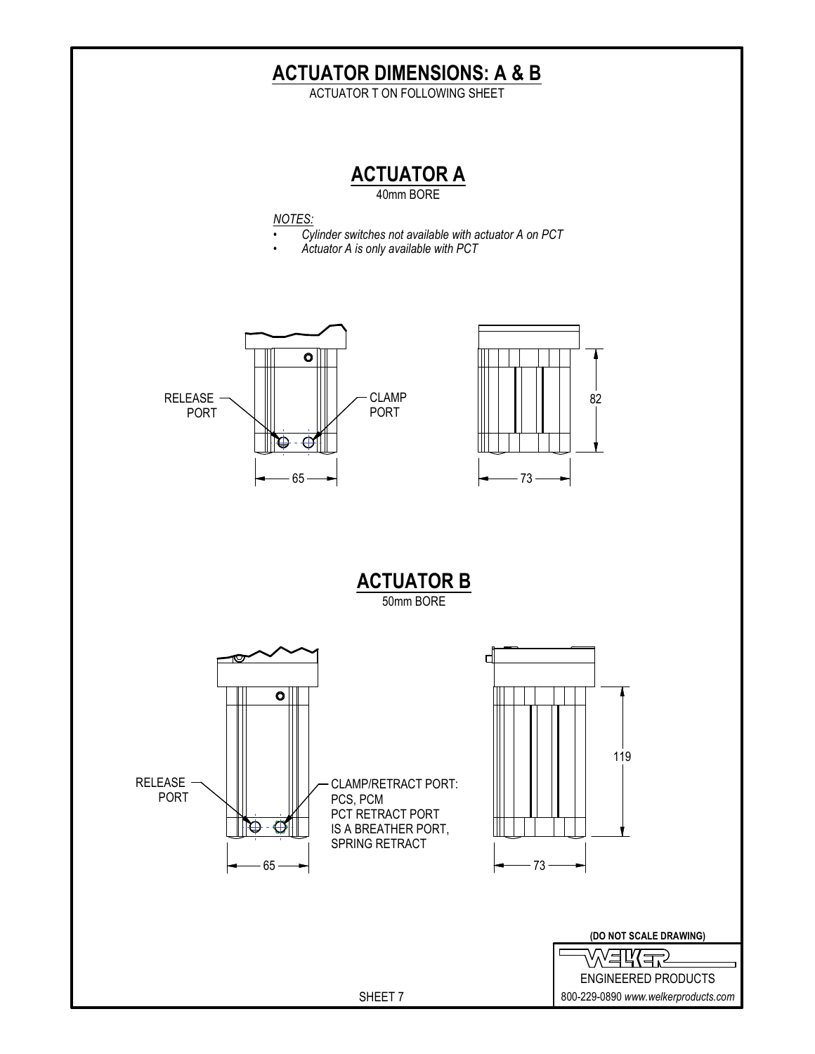# ACTUATOR DIMENSIONS: A & B

ACTUATOR T ON FOLLOWING SHEET

## ACTUATOR A

40mm BORE

*NOTES:*

- *Cylinder switches not available with actuator A on PCT*
- *Actuator A is only available with PCT*

RELEASE PORT

CLAMP PORT

82

65

73

## ACTUATOR B

50mm BORE

RELEASE PORT

CLAMP/RETRACT PORT: PCS, PCM
PCT RETRACT PORT IS A BREATHER PORT, SPRING RETRACT

119

65

73

**(DO NOT SCALE DRAWING)**

WELKER
ENGINEERED PRODUCTS
800-229-0890 *www.welkerproducts.com*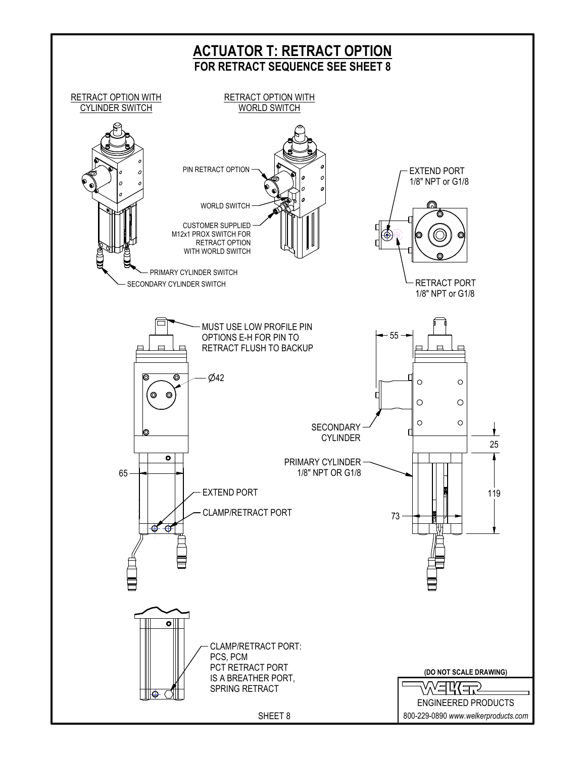# ACTUATOR T: RETRACT OPTION

## FOR RETRACT SEQUENCE SEE SHEET 8

RETRACT OPTION WITH CYLINDER SWITCH

RETRACT OPTION WITH WORLD SWITCH

PIN RETRACT OPTION

WORLD SWITCH

CUSTOMER SUPPLIED M12x1 PROX SWITCH FOR RETRACT OPTION WITH WORLD SWITCH

PRIMARY CYLINDER SWITCH

SECONDARY CYLINDER SWITCH

EXTEND PORT 1/8" NPT or G1/8

RETRACT PORT 1/8" NPT or G1/8

MUST USE LOW PROFILE PIN OPTIONS E-H FOR PIN TO RETRACT FLUSH TO BACKUP

Ø42

65

EXTEND PORT

CLAMP/RETRACT PORT

55

SECONDARY CYLINDER

PRIMARY CYLINDER 1/8" NPT OR G1/8

25

119

73

CLAMP/RETRACT PORT: PCS, PCM PCT RETRACT PORT IS A BREATHER PORT, SPRING RETRACT

**(DO NOT SCALE DRAWING)**

WELKER ENGINEERED PRODUCTS

800-229-0890 *www.welkerproducts.com*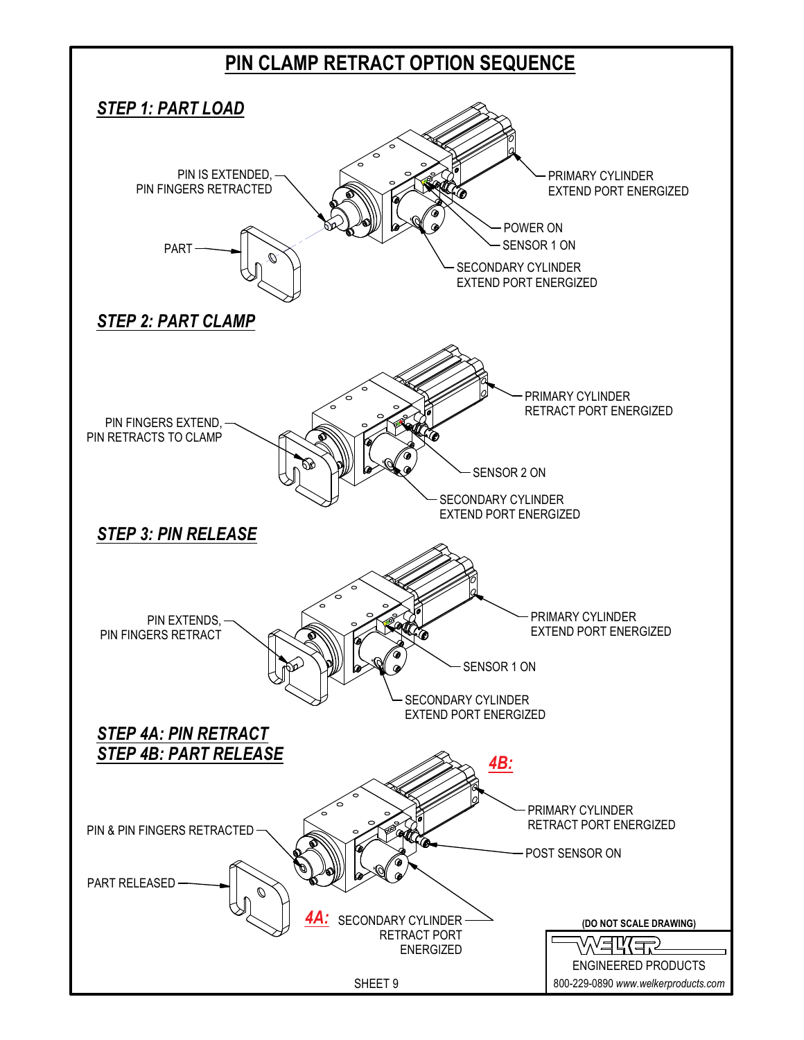# PIN CLAMP RETRACT OPTION SEQUENCE

## STEP 1: PART LOAD

PIN IS EXTENDED, PIN FINGERS RETRACTED

PART

PRIMARY CYLINDER EXTEND PORT ENERGIZED

POWER ON

SENSOR 1 ON

SECONDARY CYLINDER EXTEND PORT ENERGIZED

## STEP 2: PART CLAMP

PIN FINGERS EXTEND, PIN RETRACTS TO CLAMP

PRIMARY CYLINDER RETRACT PORT ENERGIZED

SENSOR 2 ON

SECONDARY CYLINDER EXTEND PORT ENERGIZED

## STEP 3: PIN RELEASE

PIN EXTENDS, PIN FINGERS RETRACT

PRIMARY CYLINDER EXTEND PORT ENERGIZED

SENSOR 1 ON

SECONDARY CYLINDER EXTEND PORT ENERGIZED

## STEP 4A: PIN RETRACT
## STEP 4B: PART RELEASE

PIN & PIN FINGERS RETRACTED

PART RELEASED

**4B:** PRIMARY CYLINDER RETRACT PORT ENERGIZED

POST SENSOR ON

**4A:** SECONDARY CYLINDER RETRACT PORT ENERGIZED

(DO NOT SCALE DRAWING)

WELKER ENGINEERED PRODUCTS

800-229-0890 *www.welkerproducts.com*

SHEET 9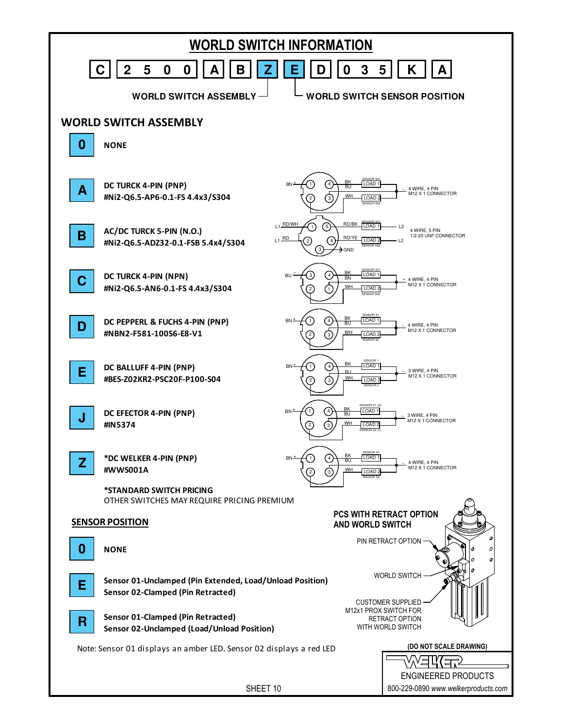# WORLD SWITCH INFORMATION

| C | 2 5 0 0 | A | B | Z | E | D | 0 3 5 | K | A |
|---|---|---|---|---|---|---|---|---|---|

WORLD SWITCH ASSEMBLY — Z
WORLD SWITCH SENSOR POSITION — E

## WORLD SWITCH ASSEMBLY

| Code | Switch | Wiring |
|---|---|---|
| 0 | NONE | |
| A | DC TURCK 4-PIN (PNP) #Ni2-Q6.5-AP6-0.1-FS 4.4x3/S304 | 4 WIRE, 4 PIN M12 X 1 CONNECTOR |
| B | AC/DC TURCK 5-PIN (N.O.) #Ni2-Q6.5-ADZ32-0.1-FSB 5.4x4/S304 | 4 WIRE, 5 PIN 1/2-20 UNF CONNECTOR |
| C | DC TURCK 4-PIN (NPN) #Ni2-Q6.5-AN6-0.1-FS 4.4x3/S304 | 4 WIRE, 4 PIN M12 X 1 CONNECTOR |
| D | DC PEPPERL & FUCHS 4-PIN (PNP) #NBN2-F581-100S6-E8-V1 | 4 WIRE, 4 PIN M12 X 1 CONNECTOR |
| E | DC BALLUFF 4-PIN (PNP) #BES-Z02KR2-PSC20F-P100-S04 | 3 WIRE, 4 PIN M12 X 1 CONNECTOR |
| J | DC EFECTOR 4-PIN (PNP) #IN5374 | 3 WIRE, 4 PIN M12 X 1 CONNECTOR |
| Z | *DC WELKER 4-PIN (PNP) #WWS001A | 4 WIRE, 4 PIN M12 X 1 CONNECTOR |

***STANDARD SWITCH PRICING**
OTHER SWITCHES MAY REQUIRE PRICING PREMIUM

## SENSOR POSITION

| Code | Description |
|---|---|
| 0 | NONE |
| E | Sensor 01-Unclamped (Pin Extended, Load/Unload Position)<br>Sensor 02-Clamped (Pin Retracted) |
| R | Sensor 01-Clamped (Pin Retracted)<br>Sensor 02-Unclamped (Load/Unload Position) |

Note: Sensor 01 displays an amber LED. Sensor 02 displays a red LED

**PCS WITH RETRACT OPTION AND WORLD SWITCH**

PIN RETRACT OPTION
WORLD SWITCH
CUSTOMER SUPPLIED M12x1 PROX SWITCH FOR RETRACT OPTION WITH WORLD SWITCH

(DO NOT SCALE DRAWING)

WELKER ENGINEERED PRODUCTS
800-229-0890 *www.welkerproducts.com*

SHEET 10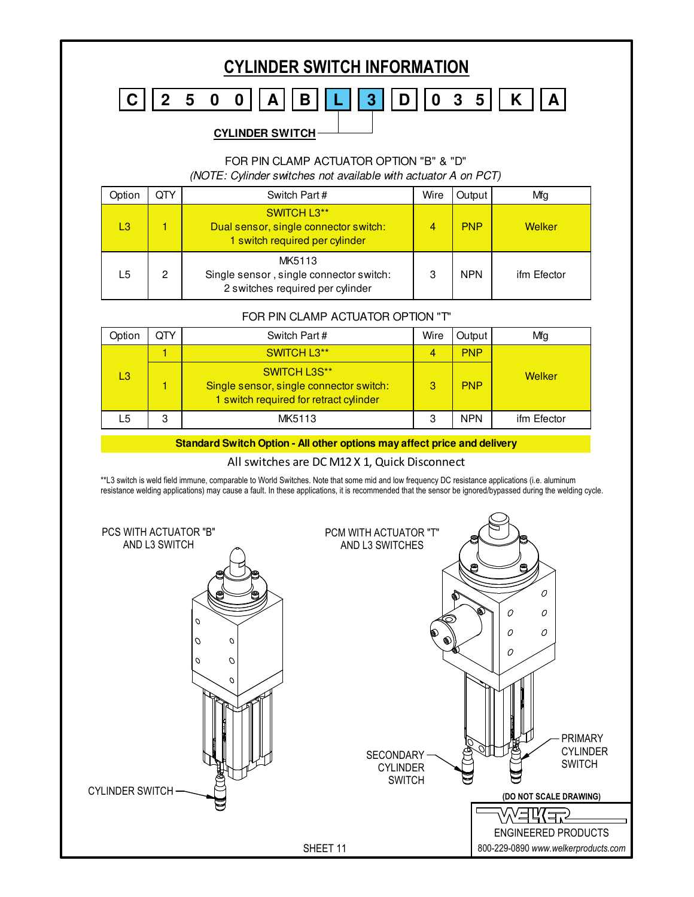# CYLINDER SWITCH INFORMATION

| C | 2 5 0 0 | A | B | L | 3 | D | 0 3 5 | K | A |
|---|---|---|---|---|---|---|---|---|---|

**CYLINDER SWITCH**

FOR PIN CLAMP ACTUATOR OPTION "B" & "D"

*(NOTE: Cylinder switches not available with actuator A on PCT)*

| Option | QTY | Switch Part # | Wire | Output | Mfg |
|---|---|---|---|---|---|
| L3 | 1 | SWITCH L3** Dual sensor, single connector switch: 1 switch required per cylinder | 4 | PNP | Welker |
| L5 | 2 | MK5113 Single sensor , single connector switch: 2 switches required per cylinder | 3 | NPN | ifm Efector |

FOR PIN CLAMP ACTUATOR OPTION "T"

| Option | QTY | Switch Part # | Wire | Output | Mfg |
|---|---|---|---|---|---|
| L3 | 1 | SWITCH L3** | 4 | PNP | Welker |
| | 1 | SWITCH L3S** Single sensor, single connector switch: 1 switch required for retract cylinder | 3 | PNP | |
| L5 | 3 | MK5113 | 3 | NPN | ifm Efector |

**Standard Switch Option - All other options may affect price and delivery**

All switches are DC M12 X 1, Quick Disconnect

**L3 switch is weld field immune, comparable to World Switches. Note that some mid and low frequency DC resistance applications (i.e. aluminum resistance welding applications) may cause a fault. In these applications, it is recommended that the sensor be ignored/bypassed during the welding cycle.

PCS WITH ACTUATOR "B" AND L3 SWITCH

CYLINDER SWITCH

PCM WITH ACTUATOR "T" AND L3 SWITCHES

SECONDARY CYLINDER SWITCH

PRIMARY CYLINDER SWITCH

(DO NOT SCALE DRAWING)

WELKER ENGINEERED PRODUCTS

800-229-0890 *www.welkerproducts.com*

SHEET 11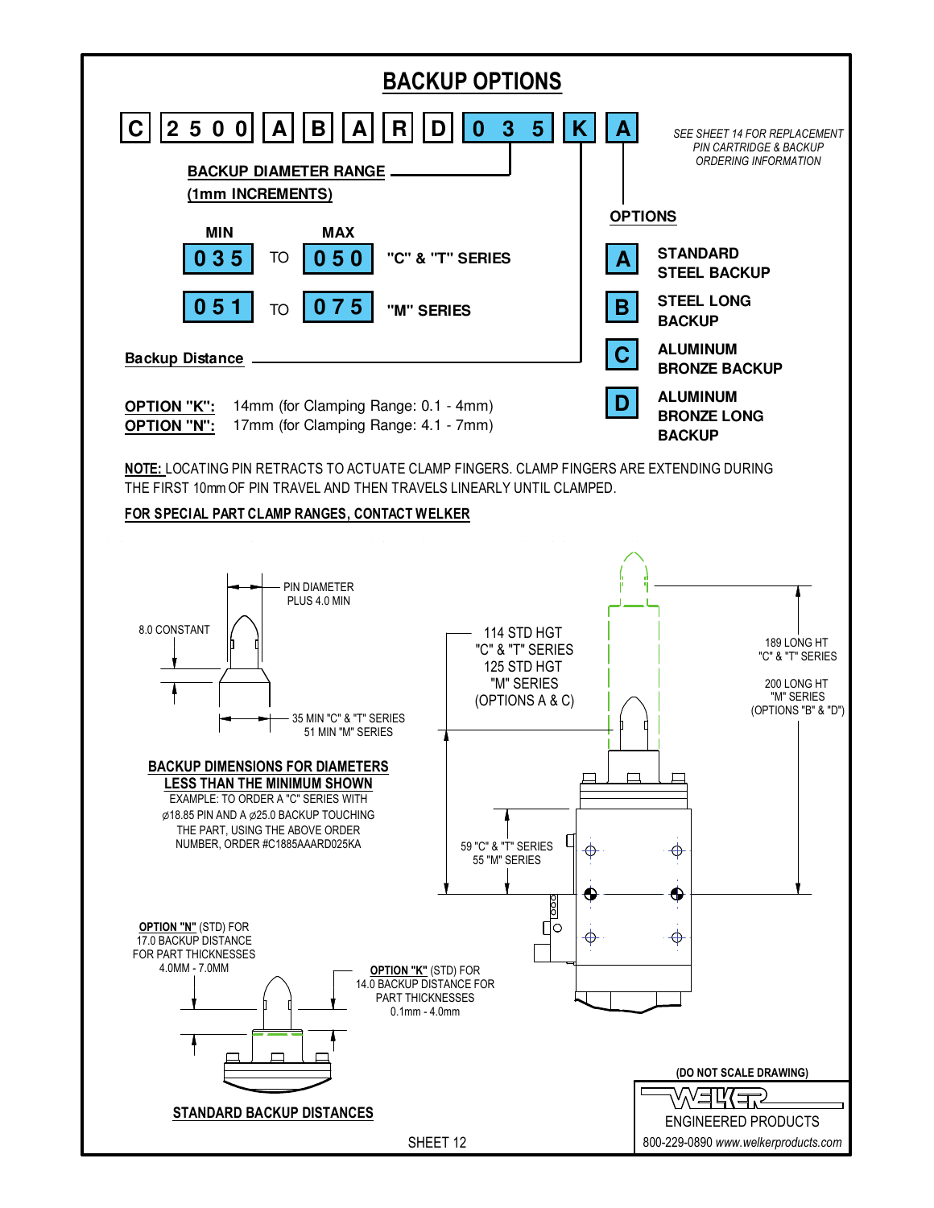# BACKUP OPTIONS

C | 2 5 0 0 | A | B | A | R | D | 0 3 5 | K | A

*SEE SHEET 14 FOR REPLACEMENT PIN CARTRIDGE & BACKUP ORDERING INFORMATION*

**BACKUP DIAMETER RANGE (1mm INCREMENTS)**

| MIN | | MAX | |
|---|---|---|---|
| 035 | TO | 050 | "C" & "T" SERIES |
| 051 | TO | 075 | "M" SERIES |

**OPTIONS**

- **A** STANDARD STEEL BACKUP
- **B** STEEL LONG BACKUP
- **C** ALUMINUM BRONZE BACKUP
- **D** ALUMINUM BRONZE LONG BACKUP

**Backup Distance**

**OPTION "K":** 14mm (for Clamping Range: 0.1 - 4mm)
**OPTION "N":** 17mm (for Clamping Range: 4.1 - 7mm)

**NOTE:** LOCATING PIN RETRACTS TO ACTUATE CLAMP FINGERS. CLAMP FINGERS ARE EXTENDING DURING THE FIRST 10mm OF PIN TRAVEL AND THEN TRAVELS LINEARLY UNTIL CLAMPED.

**FOR SPECIAL PART CLAMP RANGES, CONTACT WELKER**

PIN DIAMETER PLUS 4.0 MIN

8.0 CONSTANT

35 MIN "C" & "T" SERIES
51 MIN "M" SERIES

**BACKUP DIMENSIONS FOR DIAMETERS LESS THAN THE MINIMUM SHOWN**

EXAMPLE: TO ORDER A "C" SERIES WITH ⌀18.85 PIN AND A ⌀25.0 BACKUP TOUCHING THE PART, USING THE ABOVE ORDER NUMBER, ORDER #C1885AAARD025KA

114 STD HGT "C" & "T" SERIES
125 STD HGT "M" SERIES
(OPTIONS A & C)

189 LONG HT "C" & "T" SERIES
200 LONG HT "M" SERIES
(OPTIONS "B" & "D")

59 "C" & "T" SERIES
55 "M" SERIES

**OPTION "N"** (STD) FOR 17.0 BACKUP DISTANCE FOR PART THICKNESSES 4.0MM - 7.0MM

**OPTION "K"** (STD) FOR 14.0 BACKUP DISTANCE FOR PART THICKNESSES 0.1mm - 4.0mm

**STANDARD BACKUP DISTANCES**

**(DO NOT SCALE DRAWING)**

WELKER ENGINEERED PRODUCTS
800-229-0890 *www.welkerproducts.com*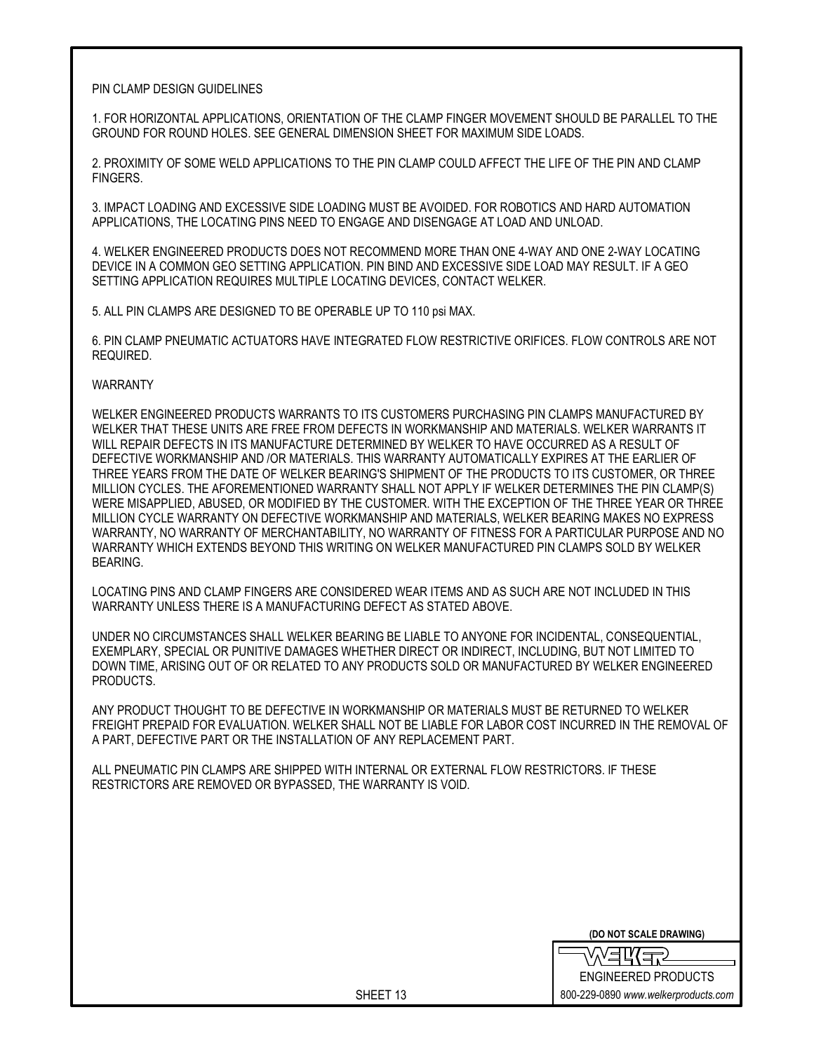## PIN CLAMP DESIGN GUIDELINES

1. FOR HORIZONTAL APPLICATIONS, ORIENTATION OF THE CLAMP FINGER MOVEMENT SHOULD BE PARALLEL TO THE GROUND FOR ROUND HOLES. SEE GENERAL DIMENSION SHEET FOR MAXIMUM SIDE LOADS.

2. PROXIMITY OF SOME WELD APPLICATIONS TO THE PIN CLAMP COULD AFFECT THE LIFE OF THE PIN AND CLAMP FINGERS.

3. IMPACT LOADING AND EXCESSIVE SIDE LOADING MUST BE AVOIDED. FOR ROBOTICS AND HARD AUTOMATION APPLICATIONS, THE LOCATING PINS NEED TO ENGAGE AND DISENGAGE AT LOAD AND UNLOAD.

4. WELKER ENGINEERED PRODUCTS DOES NOT RECOMMEND MORE THAN ONE 4-WAY AND ONE 2-WAY LOCATING DEVICE IN A COMMON GEO SETTING APPLICATION. PIN BIND AND EXCESSIVE SIDE LOAD MAY RESULT. IF A GEO SETTING APPLICATION REQUIRES MULTIPLE LOCATING DEVICES, CONTACT WELKER.

5. ALL PIN CLAMPS ARE DESIGNED TO BE OPERABLE UP TO 110 psi MAX.

6. PIN CLAMP PNEUMATIC ACTUATORS HAVE INTEGRATED FLOW RESTRICTIVE ORIFICES. FLOW CONTROLS ARE NOT REQUIRED.

## WARRANTY

WELKER ENGINEERED PRODUCTS WARRANTS TO ITS CUSTOMERS PURCHASING PIN CLAMPS MANUFACTURED BY WELKER THAT THESE UNITS ARE FREE FROM DEFECTS IN WORKMANSHIP AND MATERIALS. WELKER WARRANTS IT WILL REPAIR DEFECTS IN ITS MANUFACTURE DETERMINED BY WELKER TO HAVE OCCURRED AS A RESULT OF DEFECTIVE WORKMANSHIP AND /OR MATERIALS. THIS WARRANTY AUTOMATICALLY EXPIRES AT THE EARLIER OF THREE YEARS FROM THE DATE OF WELKER BEARING'S SHIPMENT OF THE PRODUCTS TO ITS CUSTOMER, OR THREE MILLION CYCLES. THE AFOREMENTIONED WARRANTY SHALL NOT APPLY IF WELKER DETERMINES THE PIN CLAMP(S) WERE MISAPPLIED, ABUSED, OR MODIFIED BY THE CUSTOMER. WITH THE EXCEPTION OF THE THREE YEAR OR THREE MILLION CYCLE WARRANTY ON DEFECTIVE WORKMANSHIP AND MATERIALS, WELKER BEARING MAKES NO EXPRESS WARRANTY, NO WARRANTY OF MERCHANTABILITY, NO WARRANTY OF FITNESS FOR A PARTICULAR PURPOSE AND NO WARRANTY WHICH EXTENDS BEYOND THIS WRITING ON WELKER MANUFACTURED PIN CLAMPS SOLD BY WELKER BEARING.

LOCATING PINS AND CLAMP FINGERS ARE CONSIDERED WEAR ITEMS AND AS SUCH ARE NOT INCLUDED IN THIS WARRANTY UNLESS THERE IS A MANUFACTURING DEFECT AS STATED ABOVE.

UNDER NO CIRCUMSTANCES SHALL WELKER BEARING BE LIABLE TO ANYONE FOR INCIDENTAL, CONSEQUENTIAL, EXEMPLARY, SPECIAL OR PUNITIVE DAMAGES WHETHER DIRECT OR INDIRECT, INCLUDING, BUT NOT LIMITED TO DOWN TIME, ARISING OUT OF OR RELATED TO ANY PRODUCTS SOLD OR MANUFACTURED BY WELKER ENGINEERED PRODUCTS.

ANY PRODUCT THOUGHT TO BE DEFECTIVE IN WORKMANSHIP OR MATERIALS MUST BE RETURNED TO WELKER FREIGHT PREPAID FOR EVALUATION. WELKER SHALL NOT BE LIABLE FOR LABOR COST INCURRED IN THE REMOVAL OF A PART, DEFECTIVE PART OR THE INSTALLATION OF ANY REPLACEMENT PART.

ALL PNEUMATIC PIN CLAMPS ARE SHIPPED WITH INTERNAL OR EXTERNAL FLOW RESTRICTORS. IF THESE RESTRICTORS ARE REMOVED OR BYPASSED, THE WARRANTY IS VOID.

**(DO NOT SCALE DRAWING)**

WELKER
ENGINEERED PRODUCTS
800-229-0890 *www.welkerproducts.com*

SHEET 13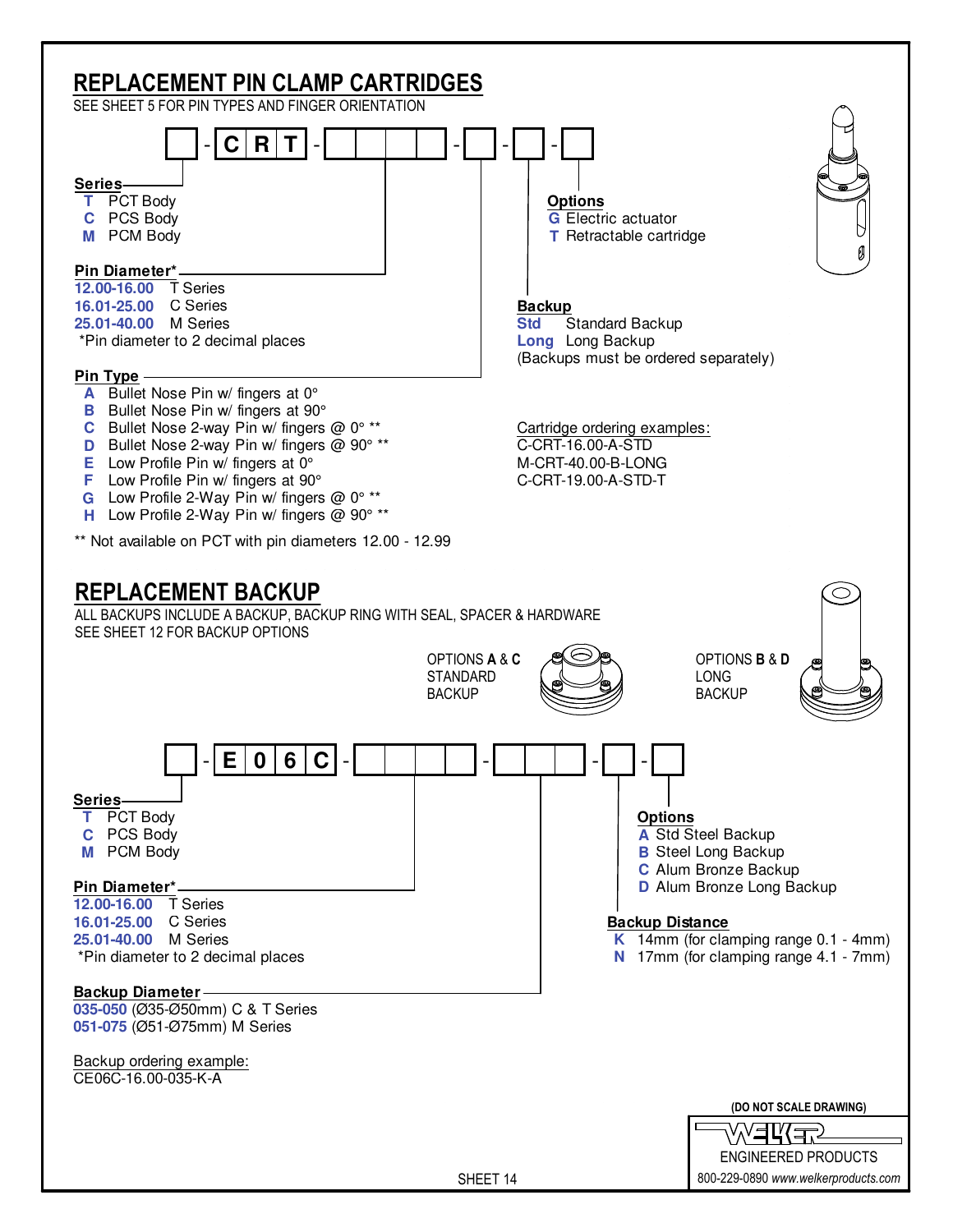# REPLACEMENT PIN CLAMP CARTRIDGES

SEE SHEET 5 FOR PIN TYPES AND FINGER ORIENTATION

[ ] - C R T - [ ] - [ ] - [ ] - [ ]

**Series**
- **T** PCT Body
- **C** PCS Body
- **M** PCM Body

**Pin Diameter***
- **12.00-16.00** T Series
- **16.01-25.00** C Series
- **25.01-40.00** M Series

*Pin diameter to 2 decimal places

**Pin Type**
- **A** Bullet Nose Pin w/ fingers at 0°
- **B** Bullet Nose Pin w/ fingers at 90°
- **C** Bullet Nose 2-way Pin w/ fingers @ 0° **
- **D** Bullet Nose 2-way Pin w/ fingers @ 90° **
- **E** Low Profile Pin w/ fingers at 0°
- **F** Low Profile Pin w/ fingers at 90°
- **G** Low Profile 2-Way Pin w/ fingers @ 0° **
- **H** Low Profile 2-Way Pin w/ fingers @ 90° **

** Not available on PCT with pin diameters 12.00 - 12.99

**Options**
- **G** Electric actuator
- **T** Retractable cartridge

**Backup**
- **Std** Standard Backup
- **Long** Long Backup

(Backups must be ordered separately)

Cartridge ordering examples:
C-CRT-16.00-A-STD
M-CRT-40.00-B-LONG
C-CRT-19.00-A-STD-T

# REPLACEMENT BACKUP

ALL BACKUPS INCLUDE A BACKUP, BACKUP RING WITH SEAL, SPACER & HARDWARE
SEE SHEET 12 FOR BACKUP OPTIONS

OPTIONS **A** & **C** STANDARD BACKUP

OPTIONS **B** & **D** LONG BACKUP

[ ] - E 0 6 C - [ ] - [ ] - [ ] - [ ]

**Series**
- **T** PCT Body
- **C** PCS Body
- **M** PCM Body

**Pin Diameter***
- **12.00-16.00** T Series
- **16.01-25.00** C Series
- **25.01-40.00** M Series

*Pin diameter to 2 decimal places

**Backup Diameter**
- **035-050** (Ø35-Ø50mm) C & T Series
- **051-075** (Ø51-Ø75mm) M Series

**Options**
- **A** Std Steel Backup
- **B** Steel Long Backup
- **C** Alum Bronze Backup
- **D** Alum Bronze Long Backup

**Backup Distance**
- **K** 14mm (for clamping range 0.1 - 4mm)
- **N** 17mm (for clamping range 4.1 - 7mm)

Backup ordering example:
CE06C-16.00-035-K-A

(DO NOT SCALE DRAWING)

WELKER ENGINEERED PRODUCTS
800-229-0890 *www.welkerproducts.com*

SHEET 14